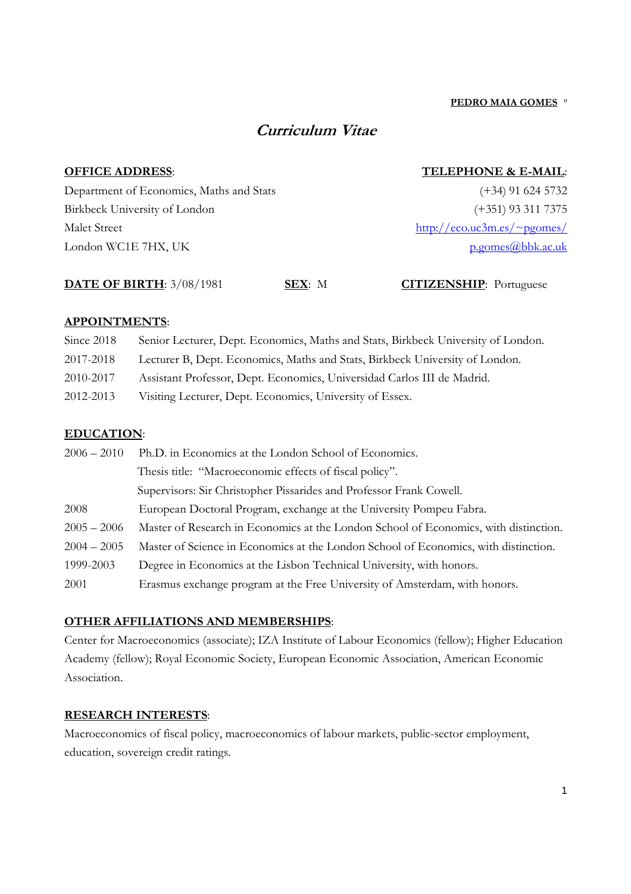**PEDRO MAIA GOMES** °

# *Curriculum Vitae*

**OFFICE ADDRESS**:

Department of Economics, Maths and Stats
Birkbeck University of London
Malet Street
London WC1E 7HX, UK

**TELEPHONE & E-MAIL**:

(+34) 91 624 5732
(+351) 93 311 7375
http://eco.uc3m.es/~pgomes/
p.gomes@bbk.ac.uk

**DATE OF BIRTH**: 3/08/1981 **SEX**: M **CITIZENSHIP**: Portuguese

## APPOINTMENTS:

| | |
|---|---|
| Since 2018 | Senior Lecturer, Dept. Economics, Maths and Stats, Birkbeck University of London. |
| 2017-2018 | Lecturer B, Dept. Economics, Maths and Stats, Birkbeck University of London. |
| 2010-2017 | Assistant Professor, Dept. Economics, Universidad Carlos III de Madrid. |
| 2012-2013 | Visiting Lecturer, Dept. Economics, University of Essex. |

## EDUCATION:

| | |
|---|---|
| 2006 – 2010 | Ph.D. in Economics at the London School of Economics. |
| | Thesis title: "Macroeconomic effects of fiscal policy". |
| | Supervisors: Sir Christopher Pissarides and Professor Frank Cowell. |
| 2008 | European Doctoral Program, exchange at the University Pompeu Fabra. |
| 2005 – 2006 | Master of Research in Economics at the London School of Economics, with distinction. |
| 2004 – 2005 | Master of Science in Economics at the London School of Economics, with distinction. |
| 1999-2003 | Degree in Economics at the Lisbon Technical University, with honors. |
| 2001 | Erasmus exchange program at the Free University of Amsterdam, with honors. |

## OTHER AFFILIATIONS AND MEMBERSHIPS:

Center for Macroeconomics (associate); IZA Institute of Labour Economics (fellow); Higher Education Academy (fellow); Royal Economic Society, European Economic Association, American Economic Association.

## RESEARCH INTERESTS:

Macroeconomics of fiscal policy, macroeconomics of labour markets, public-sector employment, education, sovereign credit ratings.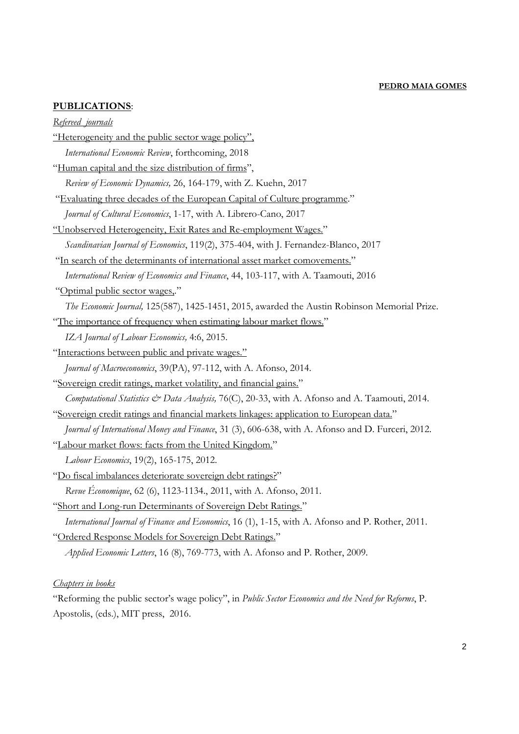**PEDRO MAIA GOMES**

**PUBLICATIONS**:

*Refereed journals*

"Heterogeneity and the public sector wage policy",
*International Economic Review*, forthcoming, 2018

"Human capital and the size distribution of firms",
*Review of Economic Dynamics,* 26, 164-179, with Z. Kuehn, 2017

"Evaluating three decades of the European Capital of Culture programme."
*Journal of Cultural Economics*, 1-17, with A. Librero-Cano, 2017

"Unobserved Heterogeneity, Exit Rates and Re-employment Wages."
*Scandinavian Journal of Economics*, 119(2), 375-404, with J. Fernandez-Blanco, 2017

"In search of the determinants of international asset market comovements."
*International Review of Economics and Finance*, 44, 103-117, with A. Taamouti, 2016

"Optimal public sector wages,."
*The Economic Journal,* 125(587), 1425-1451, 2015, awarded the Austin Robinson Memorial Prize.

"The importance of frequency when estimating labour market flows."
*IZA Journal of Labour Economics,* 4:6, 2015.

"Interactions between public and private wages."
*Journal of Macroeconomics*, 39(PA), 97-112, with A. Afonso, 2014.

"Sovereign credit ratings, market volatility, and financial gains."
*Computational Statistics & Data Analysis,* 76(C), 20-33, with A. Afonso and A. Taamouti, 2014.

"Sovereign credit ratings and financial markets linkages: application to European data."
*Journal of International Money and Finance*, 31 (3), 606-638, with A. Afonso and D. Furceri, 2012.

"Labour market flows: facts from the United Kingdom."
*Labour Economics*, 19(2), 165-175, 2012.

"Do fiscal imbalances deteriorate sovereign debt ratings?"
*Revue Économique*, 62 (6), 1123-1134., 2011, with A. Afonso, 2011.

"Short and Long-run Determinants of Sovereign Debt Ratings."
*International Journal of Finance and Economics*, 16 (1), 1-15, with A. Afonso and P. Rother, 2011.

"Ordered Response Models for Sovereign Debt Ratings."
*Applied Economic Letters*, 16 (8), 769-773, with A. Afonso and P. Rother, 2009.

*Chapters in books*

"Reforming the public sector's wage policy", in *Public Sector Economics and the Need for Reforms*, P. Apostolis, (eds.), MIT press, 2016.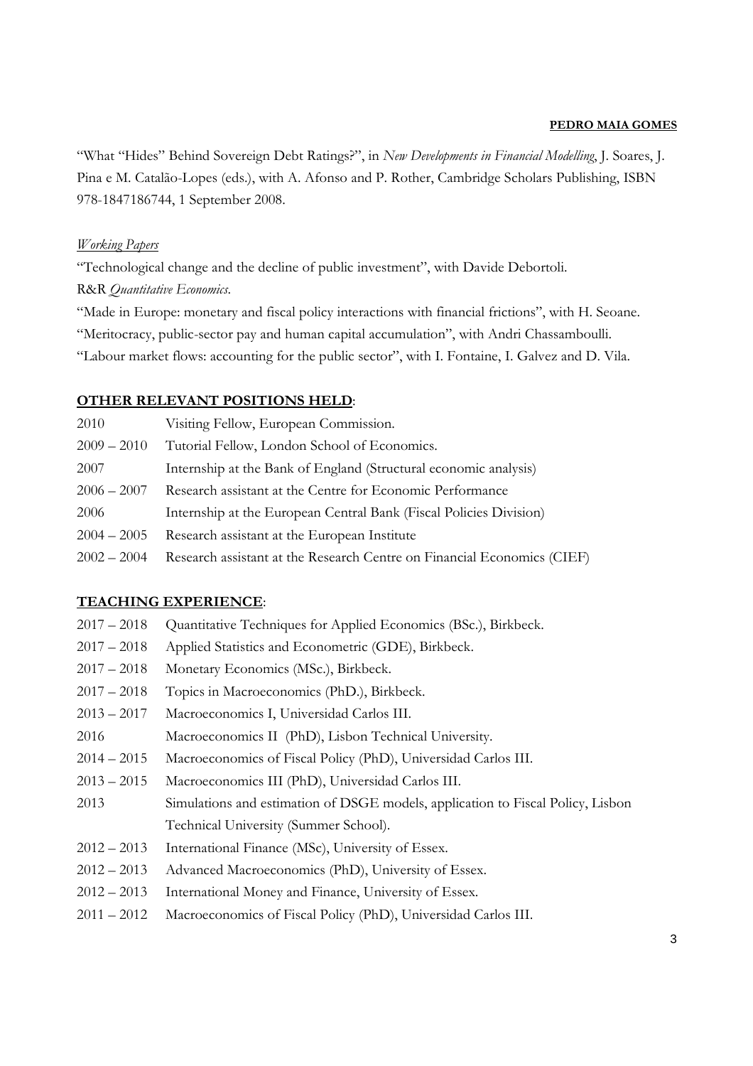"What "Hides" Behind Sovereign Debt Ratings?", in *New Developments in Financial Modelling*, J. Soares, J. Pina e M. Catalão-Lopes (eds.), with A. Afonso and P. Rother, Cambridge Scholars Publishing, ISBN 978-1847186744, 1 September 2008.

*Working Papers*

"Technological change and the decline of public investment", with Davide Debortoli.
R&R *Quantitative Economics*.

"Made in Europe: monetary and fiscal policy interactions with financial frictions", with H. Seoane.

"Meritocracy, public-sector pay and human capital accumulation", with Andri Chassamboulli.

"Labour market flows: accounting for the public sector", with I. Fontaine, I. Galvez and D. Vila.

## OTHER RELEVANT POSITIONS HELD:

2010 Visiting Fellow, European Commission.
2009 – 2010 Tutorial Fellow, London School of Economics.
2007 Internship at the Bank of England (Structural economic analysis)
2006 – 2007 Research assistant at the Centre for Economic Performance
2006 Internship at the European Central Bank (Fiscal Policies Division)
2004 – 2005 Research assistant at the European Institute
2002 – 2004 Research assistant at the Research Centre on Financial Economics (CIEF)

## TEACHING EXPERIENCE:

2017 – 2018 Quantitative Techniques for Applied Economics (BSc.), Birkbeck.
2017 – 2018 Applied Statistics and Econometric (GDE), Birkbeck.
2017 – 2018 Monetary Economics (MSc.), Birkbeck.
2017 – 2018 Topics in Macroeconomics (PhD.), Birkbeck.
2013 – 2017 Macroeconomics I, Universidad Carlos III.
2016 Macroeconomics II (PhD), Lisbon Technical University.
2014 – 2015 Macroeconomics of Fiscal Policy (PhD), Universidad Carlos III.
2013 – 2015 Macroeconomics III (PhD), Universidad Carlos III.
2013 Simulations and estimation of DSGE models, application to Fiscal Policy, Lisbon Technical University (Summer School).
2012 – 2013 International Finance (MSc), University of Essex.
2012 – 2013 Advanced Macroeconomics (PhD), University of Essex.
2012 – 2013 International Money and Finance, University of Essex.
2011 – 2012 Macroeconomics of Fiscal Policy (PhD), Universidad Carlos III.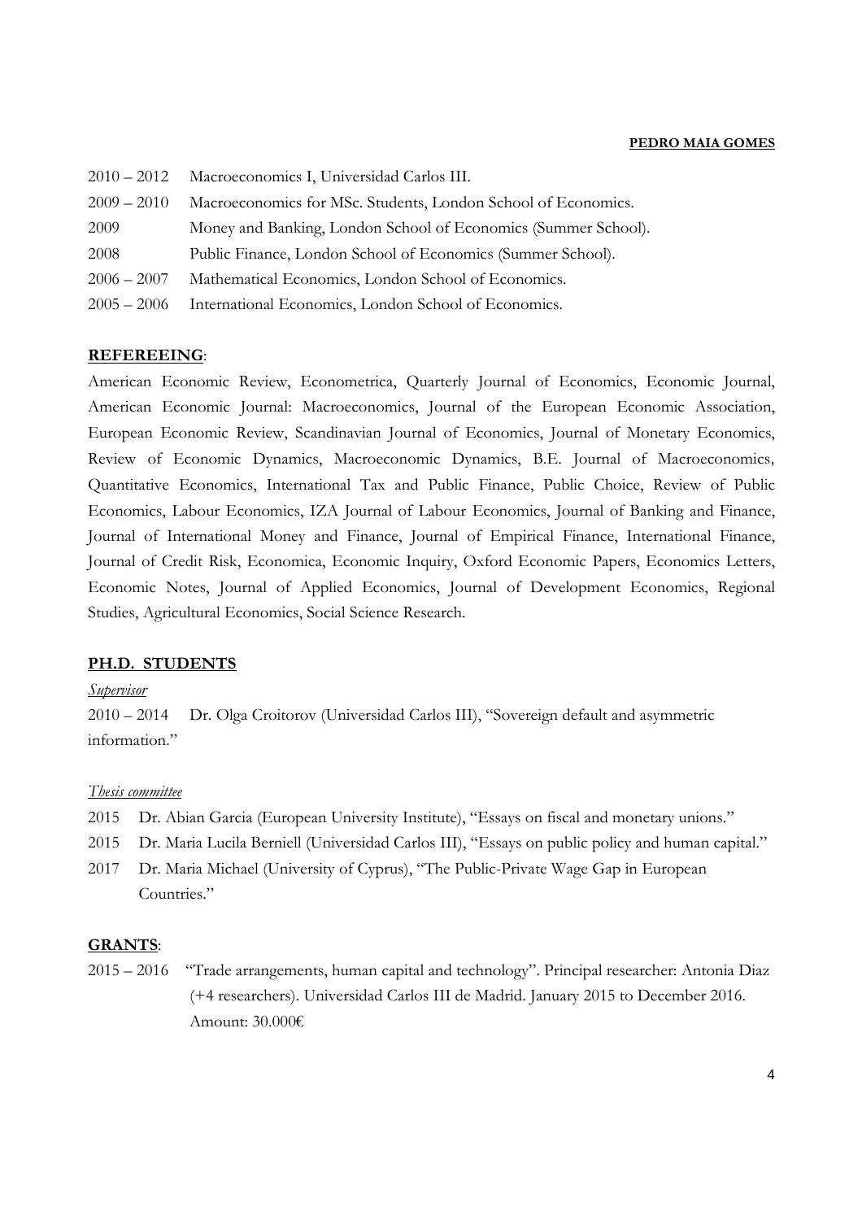2010 – 2012 Macroeconomics I, Universidad Carlos III.

2009 – 2010 Macroeconomics for MSc. Students, London School of Economics.

2009 Money and Banking, London School of Economics (Summer School).

2008 Public Finance, London School of Economics (Summer School).

2006 – 2007 Mathematical Economics, London School of Economics.

2005 – 2006 International Economics, London School of Economics.

## **REFEREEING**:

American Economic Review, Econometrica, Quarterly Journal of Economics, Economic Journal, American Economic Journal: Macroeconomics, Journal of the European Economic Association, European Economic Review, Scandinavian Journal of Economics, Journal of Monetary Economics, Review of Economic Dynamics, Macroeconomic Dynamics, B.E. Journal of Macroeconomics, Quantitative Economics, International Tax and Public Finance, Public Choice, Review of Public Economics, Labour Economics, IZA Journal of Labour Economics, Journal of Banking and Finance, Journal of International Money and Finance, Journal of Empirical Finance, International Finance, Journal of Credit Risk, Economica, Economic Inquiry, Oxford Economic Papers, Economics Letters, Economic Notes, Journal of Applied Economics, Journal of Development Economics, Regional Studies, Agricultural Economics, Social Science Research.

## **PH.D. STUDENTS**

*Supervisor*

2010 – 2014 Dr. Olga Croitorov (Universidad Carlos III), "Sovereign default and asymmetric information."

*Thesis committee*

2015 Dr. Abian Garcia (European University Institute), "Essays on fiscal and monetary unions."

2015 Dr. Maria Lucila Berniell (Universidad Carlos III), "Essays on public policy and human capital."

2017 Dr. Maria Michael (University of Cyprus), "The Public-Private Wage Gap in European Countries."

## **GRANTS**:

2015 – 2016 "Trade arrangements, human capital and technology". Principal researcher: Antonia Diaz (+4 researchers). Universidad Carlos III de Madrid. January 2015 to December 2016. Amount: 30.000€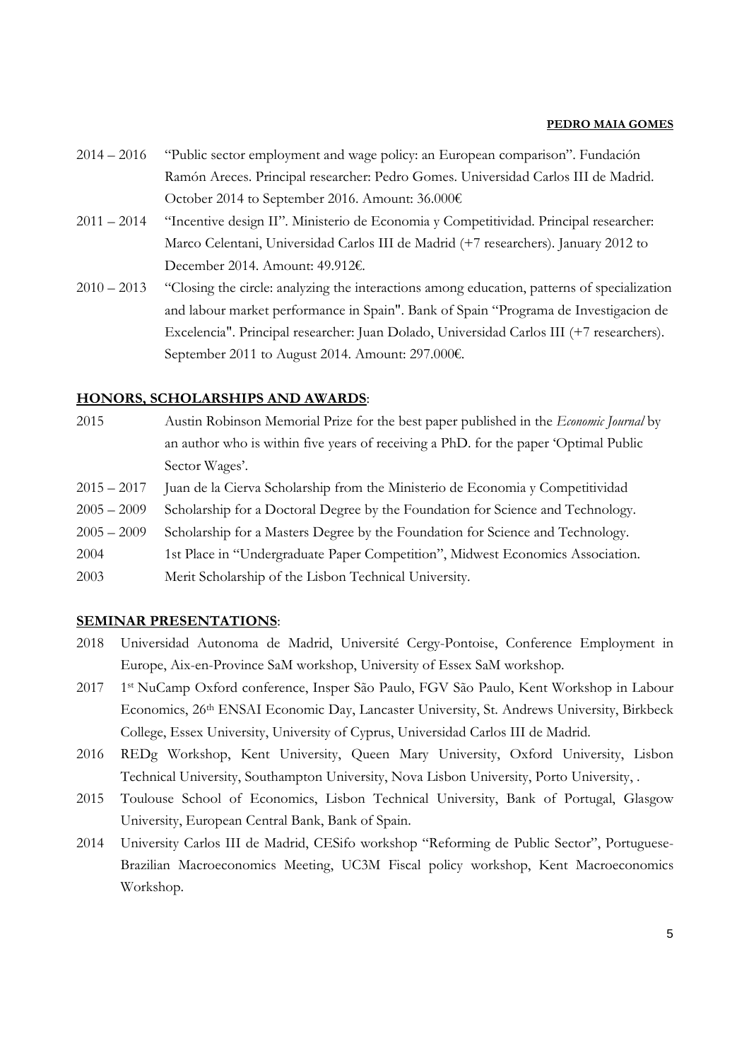2014 – 2016 "Public sector employment and wage policy: an European comparison". Fundación Ramón Areces. Principal researcher: Pedro Gomes. Universidad Carlos III de Madrid. October 2014 to September 2016. Amount: 36.000€

2011 – 2014 "Incentive design II". Ministerio de Economia y Competitividad. Principal researcher: Marco Celentani, Universidad Carlos III de Madrid (+7 researchers). January 2012 to December 2014. Amount: 49.912€.

2010 – 2013 "Closing the circle: analyzing the interactions among education, patterns of specialization and labour market performance in Spain". Bank of Spain "Programa de Investigacion de Excelencia". Principal researcher: Juan Dolado, Universidad Carlos III (+7 researchers). September 2011 to August 2014. Amount: 297.000€.

## HONORS, SCHOLARSHIPS AND AWARDS:

2015 Austin Robinson Memorial Prize for the best paper published in the *Economic Journal* by an author who is within five years of receiving a PhD. for the paper 'Optimal Public Sector Wages'.

2015 – 2017 Juan de la Cierva Scholarship from the Ministerio de Economia y Competitividad

2005 – 2009 Scholarship for a Doctoral Degree by the Foundation for Science and Technology.

2005 – 2009 Scholarship for a Masters Degree by the Foundation for Science and Technology.

2004 1st Place in "Undergraduate Paper Competition", Midwest Economics Association.

2003 Merit Scholarship of the Lisbon Technical University.

## SEMINAR PRESENTATIONS:

2018 Universidad Autonoma de Madrid, Université Cergy-Pontoise, Conference Employment in Europe, Aix-en-Province SaM workshop, University of Essex SaM workshop.

2017 1st NuCamp Oxford conference, Insper São Paulo, FGV São Paulo, Kent Workshop in Labour Economics, 26th ENSAI Economic Day, Lancaster University, St. Andrews University, Birkbeck College, Essex University, University of Cyprus, Universidad Carlos III de Madrid.

2016 REDg Workshop, Kent University, Queen Mary University, Oxford University, Lisbon Technical University, Southampton University, Nova Lisbon University, Porto University, .

2015 Toulouse School of Economics, Lisbon Technical University, Bank of Portugal, Glasgow University, European Central Bank, Bank of Spain.

2014 University Carlos III de Madrid, CESifo workshop "Reforming de Public Sector", Portuguese-Brazilian Macroeconomics Meeting, UC3M Fiscal policy workshop, Kent Macroeconomics Workshop.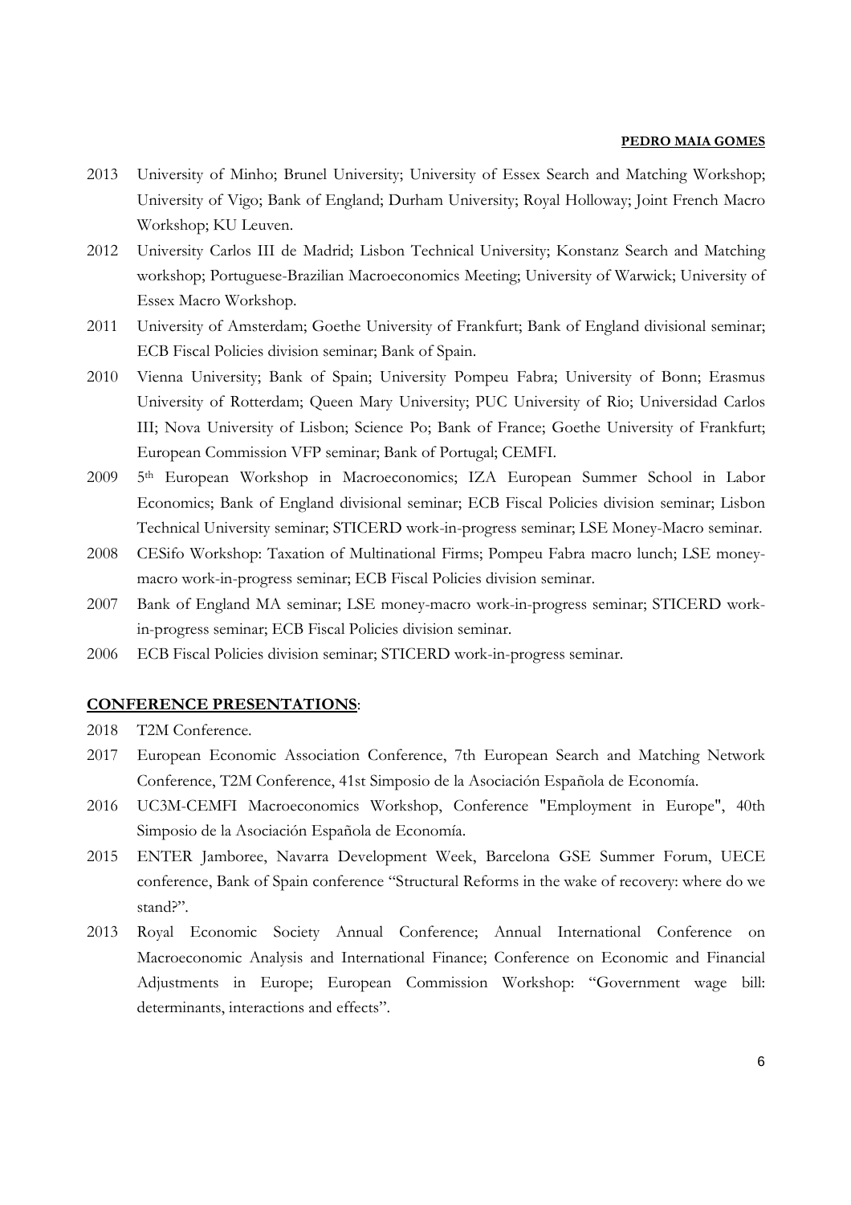2013 University of Minho; Brunel University; University of Essex Search and Matching Workshop; University of Vigo; Bank of England; Durham University; Royal Holloway; Joint French Macro Workshop; KU Leuven.

2012 University Carlos III de Madrid; Lisbon Technical University; Konstanz Search and Matching workshop; Portuguese-Brazilian Macroeconomics Meeting; University of Warwick; University of Essex Macro Workshop.

2011 University of Amsterdam; Goethe University of Frankfurt; Bank of England divisional seminar; ECB Fiscal Policies division seminar; Bank of Spain.

2010 Vienna University; Bank of Spain; University Pompeu Fabra; University of Bonn; Erasmus University of Rotterdam; Queen Mary University; PUC University of Rio; Universidad Carlos III; Nova University of Lisbon; Science Po; Bank of France; Goethe University of Frankfurt; European Commission VFP seminar; Bank of Portugal; CEMFI.

2009 5th European Workshop in Macroeconomics; IZA European Summer School in Labor Economics; Bank of England divisional seminar; ECB Fiscal Policies division seminar; Lisbon Technical University seminar; STICERD work-in-progress seminar; LSE Money-Macro seminar.

2008 CESifo Workshop: Taxation of Multinational Firms; Pompeu Fabra macro lunch; LSE money-macro work-in-progress seminar; ECB Fiscal Policies division seminar.

2007 Bank of England MA seminar; LSE money-macro work-in-progress seminar; STICERD work-in-progress seminar; ECB Fiscal Policies division seminar.

2006 ECB Fiscal Policies division seminar; STICERD work-in-progress seminar.

## CONFERENCE PRESENTATIONS:

2018 T2M Conference.

2017 European Economic Association Conference, 7th European Search and Matching Network Conference, T2M Conference, 41st Simposio de la Asociación Española de Economía.

2016 UC3M-CEMFI Macroeconomics Workshop, Conference "Employment in Europe", 40th Simposio de la Asociación Española de Economía.

2015 ENTER Jamboree, Navarra Development Week, Barcelona GSE Summer Forum, UECE conference, Bank of Spain conference "Structural Reforms in the wake of recovery: where do we stand?".

2013 Royal Economic Society Annual Conference; Annual International Conference on Macroeconomic Analysis and International Finance; Conference on Economic and Financial Adjustments in Europe; European Commission Workshop: "Government wage bill: determinants, interactions and effects".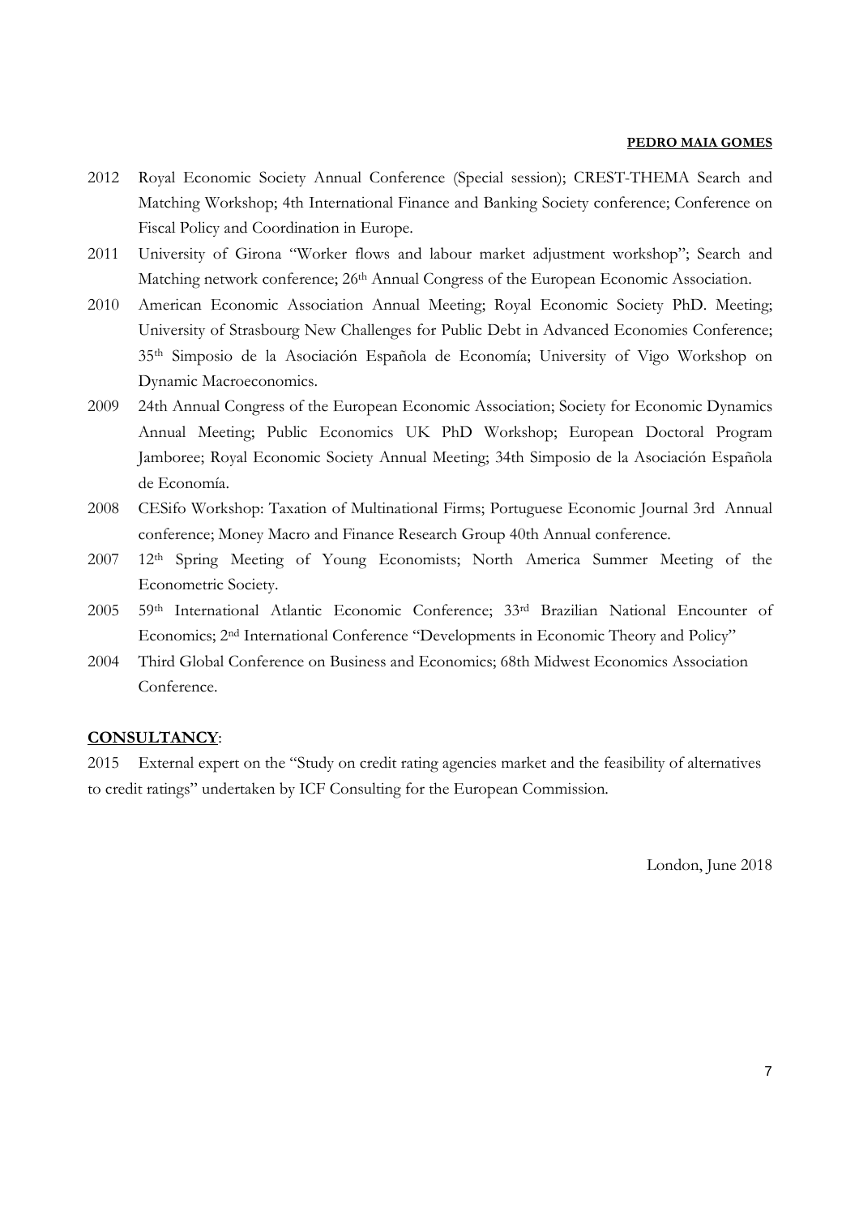2012 Royal Economic Society Annual Conference (Special session); CREST-THEMA Search and Matching Workshop; 4th International Finance and Banking Society conference; Conference on Fiscal Policy and Coordination in Europe.

2011 University of Girona "Worker flows and labour market adjustment workshop"; Search and Matching network conference; 26th Annual Congress of the European Economic Association.

2010 American Economic Association Annual Meeting; Royal Economic Society PhD. Meeting; University of Strasbourg New Challenges for Public Debt in Advanced Economies Conference; 35th Simposio de la Asociación Española de Economía; University of Vigo Workshop on Dynamic Macroeconomics.

2009 24th Annual Congress of the European Economic Association; Society for Economic Dynamics Annual Meeting; Public Economics UK PhD Workshop; European Doctoral Program Jamboree; Royal Economic Society Annual Meeting; 34th Simposio de la Asociación Española de Economía.

2008 CESifo Workshop: Taxation of Multinational Firms; Portuguese Economic Journal 3rd Annual conference; Money Macro and Finance Research Group 40th Annual conference.

2007 12th Spring Meeting of Young Economists; North America Summer Meeting of the Econometric Society.

2005 59th International Atlantic Economic Conference; 33rd Brazilian National Encounter of Economics; 2nd International Conference "Developments in Economic Theory and Policy"

2004 Third Global Conference on Business and Economics; 68th Midwest Economics Association Conference.

## CONSULTANCY:

2015 External expert on the "Study on credit rating agencies market and the feasibility of alternatives to credit ratings" undertaken by ICF Consulting for the European Commission.

London, June 2018